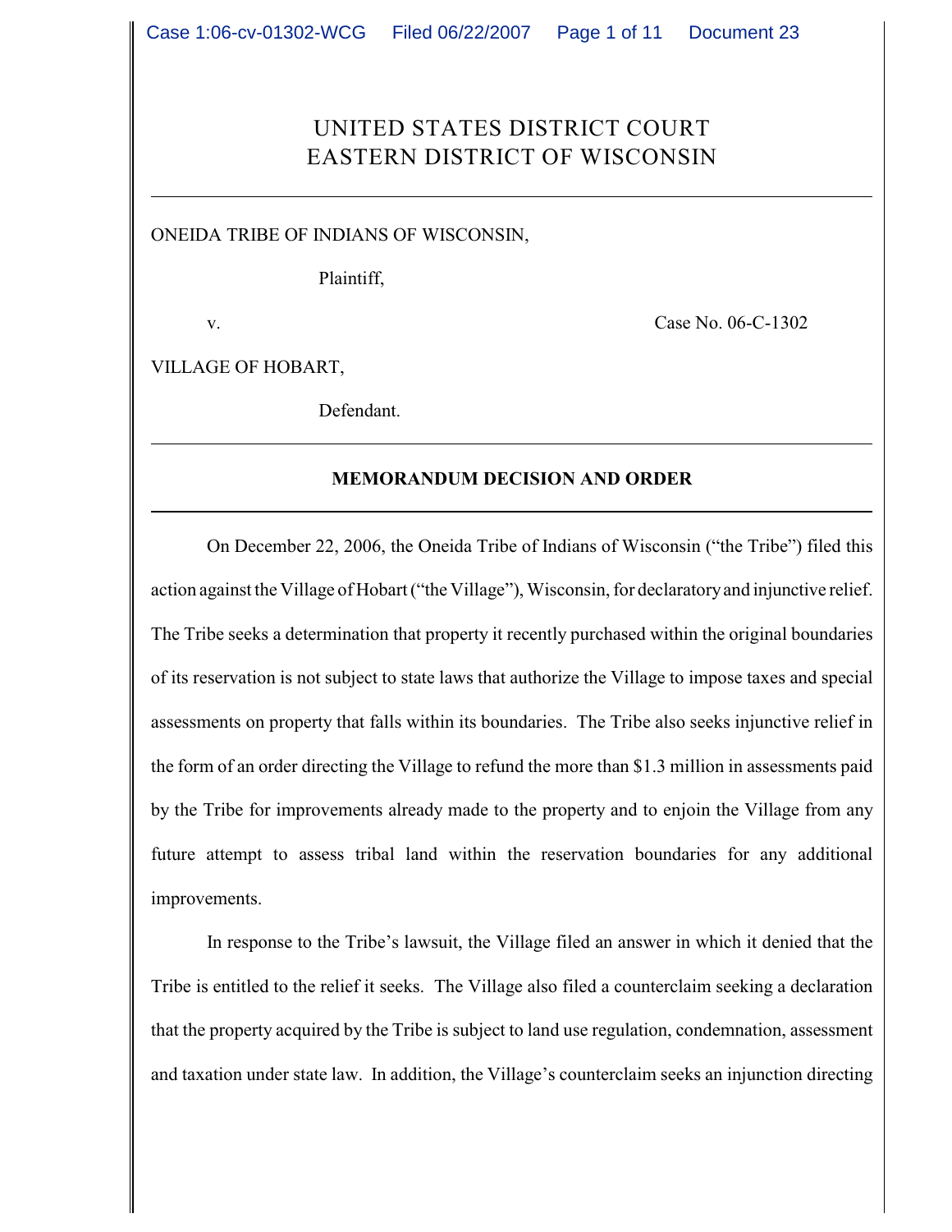# UNITED STATES DISTRICT COURT
# EASTERN DISTRICT OF WISCONSIN

---

ONEIDA TRIBE OF INDIANS OF WISCONSIN,

Plaintiff,

v. Case No. 06-C-1302

VILLAGE OF HOBART,

Defendant.

---

**MEMORANDUM DECISION AND ORDER**

---

On December 22, 2006, the Oneida Tribe of Indians of Wisconsin ("the Tribe") filed this action against the Village of Hobart ("the Village"), Wisconsin, for declaratory and injunctive relief. The Tribe seeks a determination that property it recently purchased within the original boundaries of its reservation is not subject to state laws that authorize the Village to impose taxes and special assessments on property that falls within its boundaries. The Tribe also seeks injunctive relief in the form of an order directing the Village to refund the more than $1.3 million in assessments paid by the Tribe for improvements already made to the property and to enjoin the Village from any future attempt to assess tribal land within the reservation boundaries for any additional improvements.

In response to the Tribe's lawsuit, the Village filed an answer in which it denied that the Tribe is entitled to the relief it seeks. The Village also filed a counterclaim seeking a declaration that the property acquired by the Tribe is subject to land use regulation, condemnation, assessment and taxation under state law. In addition, the Village's counterclaim seeks an injunction directing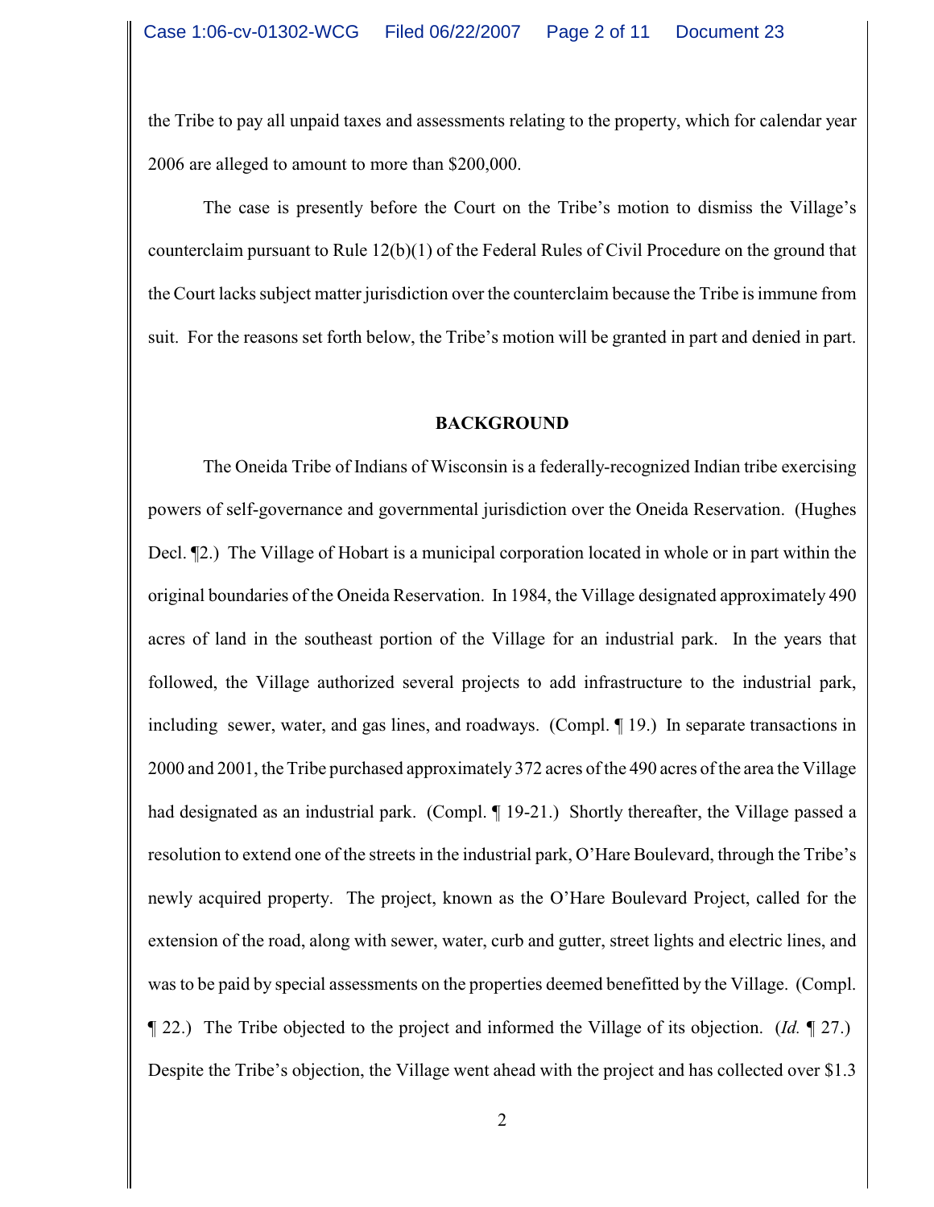the Tribe to pay all unpaid taxes and assessments relating to the property, which for calendar year 2006 are alleged to amount to more than $200,000.

The case is presently before the Court on the Tribe's motion to dismiss the Village's counterclaim pursuant to Rule 12(b)(1) of the Federal Rules of Civil Procedure on the ground that the Court lacks subject matter jurisdiction over the counterclaim because the Tribe is immune from suit. For the reasons set forth below, the Tribe's motion will be granted in part and denied in part.

## BACKGROUND

The Oneida Tribe of Indians of Wisconsin is a federally-recognized Indian tribe exercising powers of self-governance and governmental jurisdiction over the Oneida Reservation. (Hughes Decl. ¶2.) The Village of Hobart is a municipal corporation located in whole or in part within the original boundaries of the Oneida Reservation. In 1984, the Village designated approximately 490 acres of land in the southeast portion of the Village for an industrial park. In the years that followed, the Village authorized several projects to add infrastructure to the industrial park, including sewer, water, and gas lines, and roadways. (Compl. ¶ 19.) In separate transactions in 2000 and 2001, the Tribe purchased approximately 372 acres of the 490 acres of the area the Village had designated as an industrial park. (Compl. ¶ 19-21.) Shortly thereafter, the Village passed a resolution to extend one of the streets in the industrial park, O'Hare Boulevard, through the Tribe's newly acquired property. The project, known as the O'Hare Boulevard Project, called for the extension of the road, along with sewer, water, curb and gutter, street lights and electric lines, and was to be paid by special assessments on the properties deemed benefitted by the Village. (Compl. ¶ 22.) The Tribe objected to the project and informed the Village of its objection. (*Id.* ¶ 27.) Despite the Tribe's objection, the Village went ahead with the project and has collected over $1.3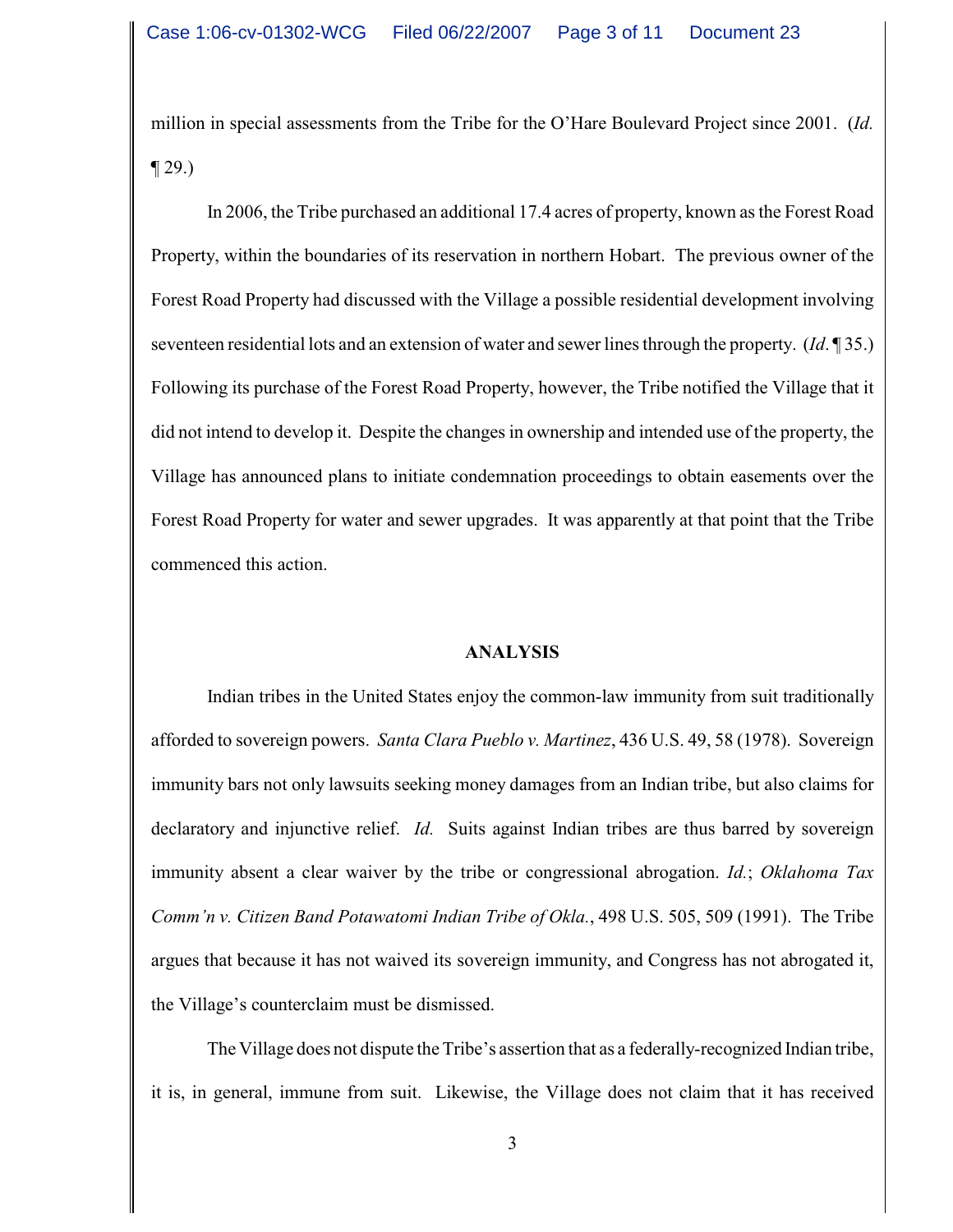million in special assessments from the Tribe for the O'Hare Boulevard Project since 2001. (*Id.* ¶ 29.)

In 2006, the Tribe purchased an additional 17.4 acres of property, known as the Forest Road Property, within the boundaries of its reservation in northern Hobart. The previous owner of the Forest Road Property had discussed with the Village a possible residential development involving seventeen residential lots and an extension of water and sewer lines through the property. (*Id.* ¶ 35.) Following its purchase of the Forest Road Property, however, the Tribe notified the Village that it did not intend to develop it. Despite the changes in ownership and intended use of the property, the Village has announced plans to initiate condemnation proceedings to obtain easements over the Forest Road Property for water and sewer upgrades. It was apparently at that point that the Tribe commenced this action.

## ANALYSIS

Indian tribes in the United States enjoy the common-law immunity from suit traditionally afforded to sovereign powers. *Santa Clara Pueblo v. Martinez*, 436 U.S. 49, 58 (1978). Sovereign immunity bars not only lawsuits seeking money damages from an Indian tribe, but also claims for declaratory and injunctive relief. *Id.* Suits against Indian tribes are thus barred by sovereign immunity absent a clear waiver by the tribe or congressional abrogation. *Id.*; *Oklahoma Tax Comm'n v. Citizen Band Potawatomi Indian Tribe of Okla.*, 498 U.S. 505, 509 (1991). The Tribe argues that because it has not waived its sovereign immunity, and Congress has not abrogated it, the Village's counterclaim must be dismissed.

The Village does not dispute the Tribe's assertion that as a federally-recognized Indian tribe, it is, in general, immune from suit. Likewise, the Village does not claim that it has received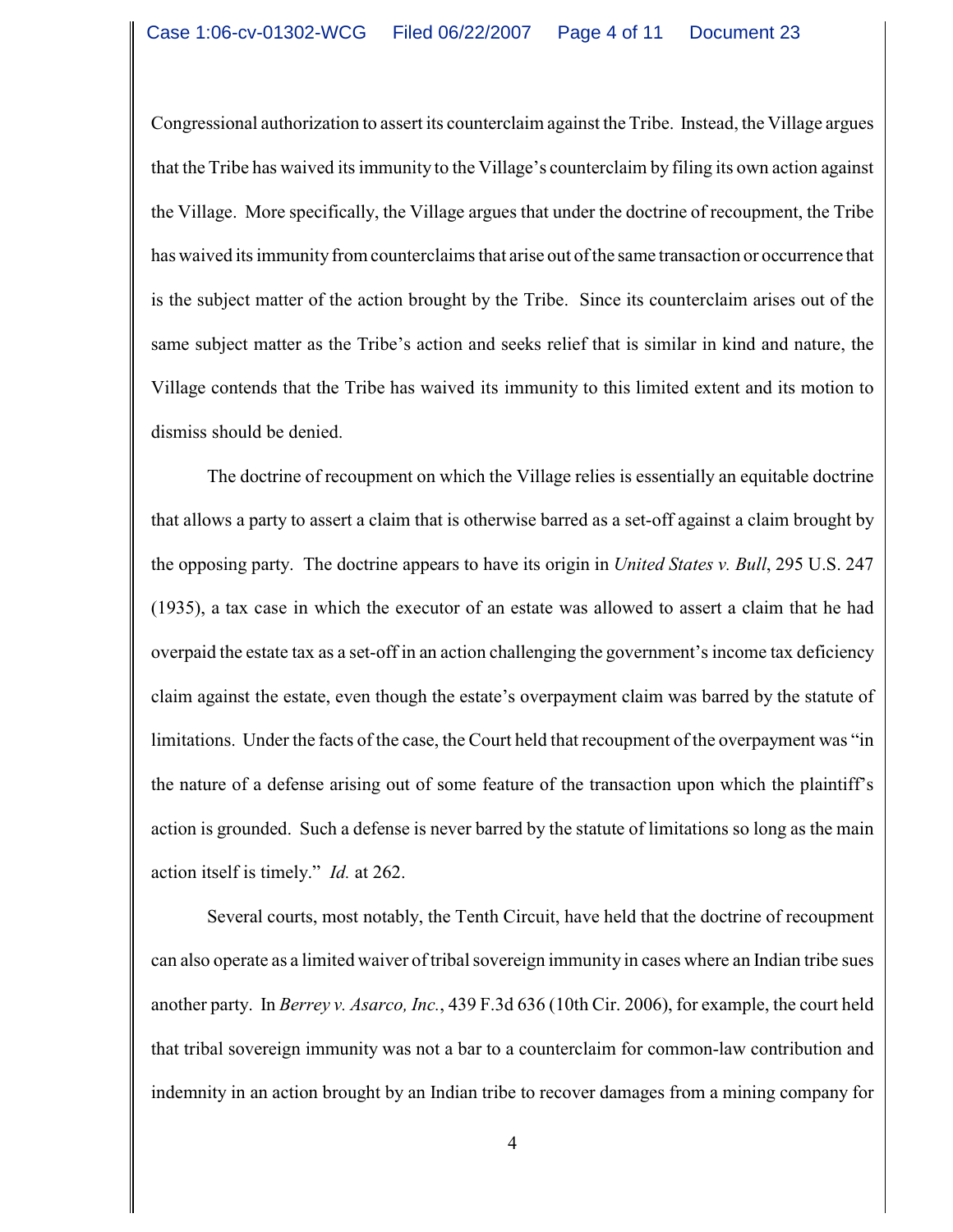Congressional authorization to assert its counterclaim against the Tribe. Instead, the Village argues that the Tribe has waived its immunity to the Village's counterclaim by filing its own action against the Village. More specifically, the Village argues that under the doctrine of recoupment, the Tribe has waived its immunity from counterclaims that arise out of the same transaction or occurrence that is the subject matter of the action brought by the Tribe. Since its counterclaim arises out of the same subject matter as the Tribe's action and seeks relief that is similar in kind and nature, the Village contends that the Tribe has waived its immunity to this limited extent and its motion to dismiss should be denied.

The doctrine of recoupment on which the Village relies is essentially an equitable doctrine that allows a party to assert a claim that is otherwise barred as a set-off against a claim brought by the opposing party. The doctrine appears to have its origin in *United States v. Bull*, 295 U.S. 247 (1935), a tax case in which the executor of an estate was allowed to assert a claim that he had overpaid the estate tax as a set-off in an action challenging the government's income tax deficiency claim against the estate, even though the estate's overpayment claim was barred by the statute of limitations. Under the facts of the case, the Court held that recoupment of the overpayment was "in the nature of a defense arising out of some feature of the transaction upon which the plaintiff's action is grounded. Such a defense is never barred by the statute of limitations so long as the main action itself is timely." *Id.* at 262.

Several courts, most notably, the Tenth Circuit, have held that the doctrine of recoupment can also operate as a limited waiver of tribal sovereign immunity in cases where an Indian tribe sues another party. In *Berrey v. Asarco, Inc.*, 439 F.3d 636 (10th Cir. 2006), for example, the court held that tribal sovereign immunity was not a bar to a counterclaim for common-law contribution and indemnity in an action brought by an Indian tribe to recover damages from a mining company for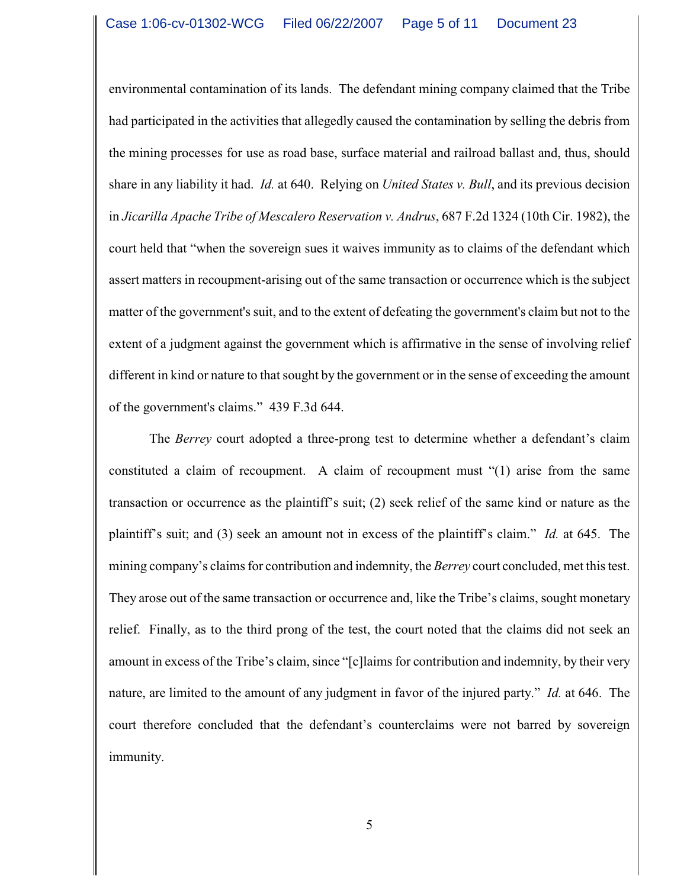environmental contamination of its lands. The defendant mining company claimed that the Tribe had participated in the activities that allegedly caused the contamination by selling the debris from the mining processes for use as road base, surface material and railroad ballast and, thus, should share in any liability it had. *Id.* at 640. Relying on *United States v. Bull*, and its previous decision in *Jicarilla Apache Tribe of Mescalero Reservation v. Andrus*, 687 F.2d 1324 (10th Cir. 1982), the court held that "when the sovereign sues it waives immunity as to claims of the defendant which assert matters in recoupment-arising out of the same transaction or occurrence which is the subject matter of the government's suit, and to the extent of defeating the government's claim but not to the extent of a judgment against the government which is affirmative in the sense of involving relief different in kind or nature to that sought by the government or in the sense of exceeding the amount of the government's claims." 439 F.3d 644.

The *Berrey* court adopted a three-prong test to determine whether a defendant's claim constituted a claim of recoupment. A claim of recoupment must "(1) arise from the same transaction or occurrence as the plaintiff's suit; (2) seek relief of the same kind or nature as the plaintiff's suit; and (3) seek an amount not in excess of the plaintiff's claim." *Id.* at 645. The mining company's claims for contribution and indemnity, the *Berrey* court concluded, met this test. They arose out of the same transaction or occurrence and, like the Tribe's claims, sought monetary relief. Finally, as to the third prong of the test, the court noted that the claims did not seek an amount in excess of the Tribe's claim, since "[c]laims for contribution and indemnity, by their very nature, are limited to the amount of any judgment in favor of the injured party." *Id.* at 646. The court therefore concluded that the defendant's counterclaims were not barred by sovereign immunity.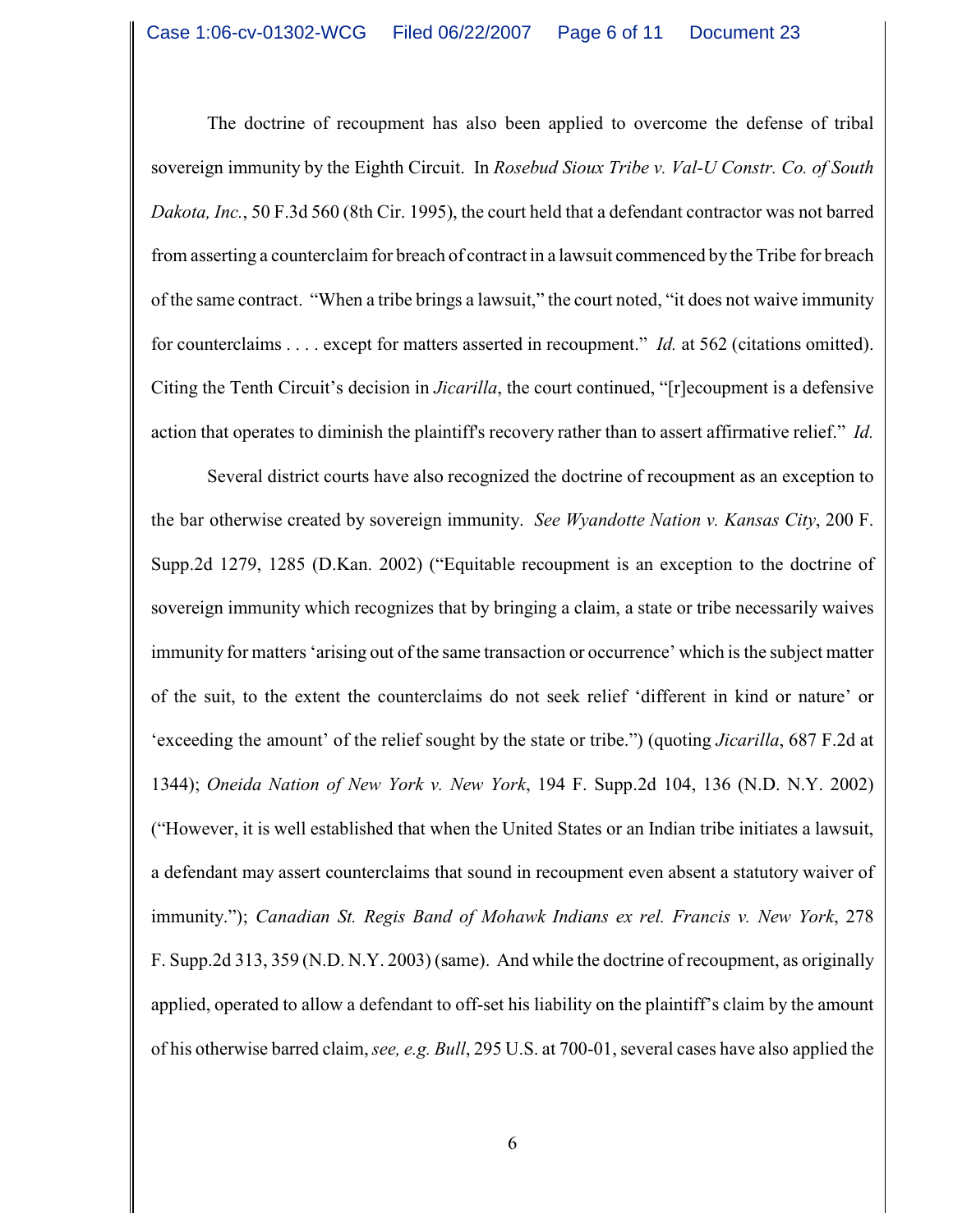The doctrine of recoupment has also been applied to overcome the defense of tribal sovereign immunity by the Eighth Circuit. In *Rosebud Sioux Tribe v. Val-U Constr. Co. of South Dakota, Inc.*, 50 F.3d 560 (8th Cir. 1995), the court held that a defendant contractor was not barred from asserting a counterclaim for breach of contract in a lawsuit commenced by the Tribe for breach of the same contract. "When a tribe brings a lawsuit," the court noted, "it does not waive immunity for counterclaims . . . . except for matters asserted in recoupment." *Id.* at 562 (citations omitted). Citing the Tenth Circuit's decision in *Jicarilla*, the court continued, "[r]ecoupment is a defensive action that operates to diminish the plaintiff's recovery rather than to assert affirmative relief." *Id.*

Several district courts have also recognized the doctrine of recoupment as an exception to the bar otherwise created by sovereign immunity. *See Wyandotte Nation v. Kansas City*, 200 F. Supp.2d 1279, 1285 (D.Kan. 2002) ("Equitable recoupment is an exception to the doctrine of sovereign immunity which recognizes that by bringing a claim, a state or tribe necessarily waives immunity for matters 'arising out of the same transaction or occurrence' which is the subject matter of the suit, to the extent the counterclaims do not seek relief 'different in kind or nature' or 'exceeding the amount' of the relief sought by the state or tribe.") (quoting *Jicarilla*, 687 F.2d at 1344); *Oneida Nation of New York v. New York*, 194 F. Supp.2d 104, 136 (N.D. N.Y. 2002) ("However, it is well established that when the United States or an Indian tribe initiates a lawsuit, a defendant may assert counterclaims that sound in recoupment even absent a statutory waiver of immunity."); *Canadian St. Regis Band of Mohawk Indians ex rel. Francis v. New York*, 278 F. Supp.2d 313, 359 (N.D. N.Y. 2003) (same). And while the doctrine of recoupment, as originally applied, operated to allow a defendant to off-set his liability on the plaintiff's claim by the amount of his otherwise barred claim, *see, e.g. Bull*, 295 U.S. at 700-01, several cases have also applied the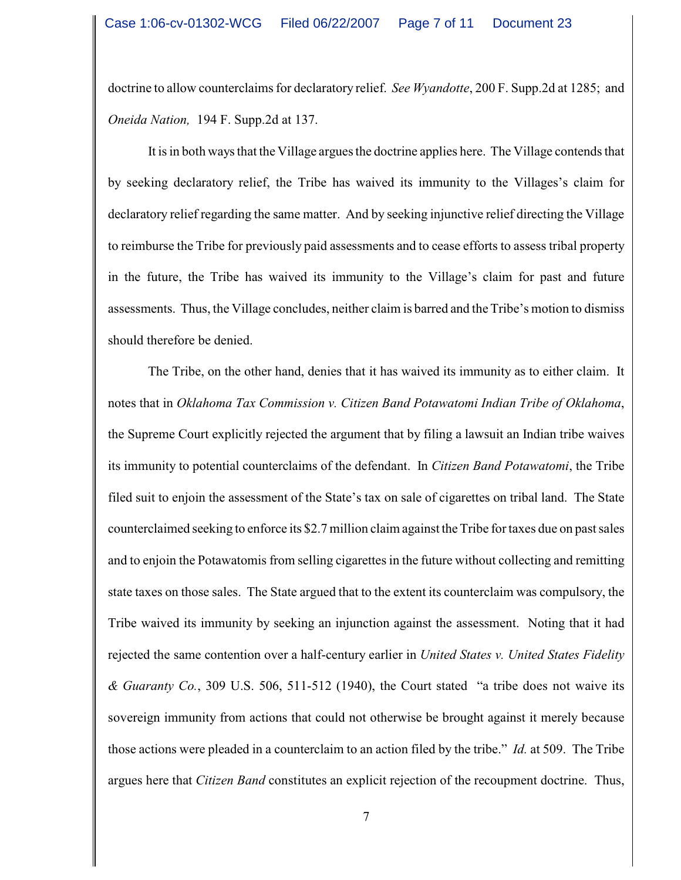doctrine to allow counterclaims for declaratory relief. *See Wyandotte*, 200 F. Supp.2d at 1285; and *Oneida Nation,* 194 F. Supp.2d at 137.

It is in both ways that the Village argues the doctrine applies here. The Village contends that by seeking declaratory relief, the Tribe has waived its immunity to the Villages's claim for declaratory relief regarding the same matter. And by seeking injunctive relief directing the Village to reimburse the Tribe for previously paid assessments and to cease efforts to assess tribal property in the future, the Tribe has waived its immunity to the Village's claim for past and future assessments. Thus, the Village concludes, neither claim is barred and the Tribe's motion to dismiss should therefore be denied.

The Tribe, on the other hand, denies that it has waived its immunity as to either claim. It notes that in *Oklahoma Tax Commission v. Citizen Band Potawatomi Indian Tribe of Oklahoma*, the Supreme Court explicitly rejected the argument that by filing a lawsuit an Indian tribe waives its immunity to potential counterclaims of the defendant. In *Citizen Band Potawatomi*, the Tribe filed suit to enjoin the assessment of the State's tax on sale of cigarettes on tribal land. The State counterclaimed seeking to enforce its $2.7 million claim against the Tribe for taxes due on past sales and to enjoin the Potawatomis from selling cigarettes in the future without collecting and remitting state taxes on those sales. The State argued that to the extent its counterclaim was compulsory, the Tribe waived its immunity by seeking an injunction against the assessment. Noting that it had rejected the same contention over a half-century earlier in *United States v. United States Fidelity & Guaranty Co.*, 309 U.S. 506, 511-512 (1940), the Court stated "a tribe does not waive its sovereign immunity from actions that could not otherwise be brought against it merely because those actions were pleaded in a counterclaim to an action filed by the tribe." *Id.* at 509. The Tribe argues here that *Citizen Band* constitutes an explicit rejection of the recoupment doctrine. Thus,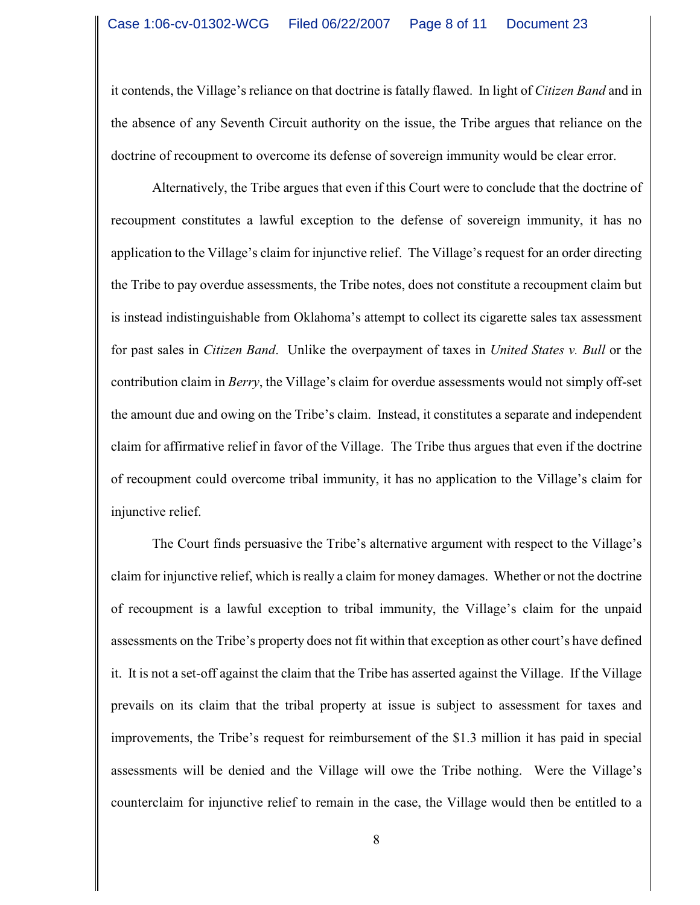it contends, the Village's reliance on that doctrine is fatally flawed. In light of *Citizen Band* and in the absence of any Seventh Circuit authority on the issue, the Tribe argues that reliance on the doctrine of recoupment to overcome its defense of sovereign immunity would be clear error.

Alternatively, the Tribe argues that even if this Court were to conclude that the doctrine of recoupment constitutes a lawful exception to the defense of sovereign immunity, it has no application to the Village's claim for injunctive relief. The Village's request for an order directing the Tribe to pay overdue assessments, the Tribe notes, does not constitute a recoupment claim but is instead indistinguishable from Oklahoma's attempt to collect its cigarette sales tax assessment for past sales in *Citizen Band*. Unlike the overpayment of taxes in *United States v. Bull* or the contribution claim in *Berry*, the Village's claim for overdue assessments would not simply off-set the amount due and owing on the Tribe's claim. Instead, it constitutes a separate and independent claim for affirmative relief in favor of the Village. The Tribe thus argues that even if the doctrine of recoupment could overcome tribal immunity, it has no application to the Village's claim for injunctive relief.

The Court finds persuasive the Tribe's alternative argument with respect to the Village's claim for injunctive relief, which is really a claim for money damages. Whether or not the doctrine of recoupment is a lawful exception to tribal immunity, the Village's claim for the unpaid assessments on the Tribe's property does not fit within that exception as other court's have defined it. It is not a set-off against the claim that the Tribe has asserted against the Village. If the Village prevails on its claim that the tribal property at issue is subject to assessment for taxes and improvements, the Tribe's request for reimbursement of the $1.3 million it has paid in special assessments will be denied and the Village will owe the Tribe nothing. Were the Village's counterclaim for injunctive relief to remain in the case, the Village would then be entitled to a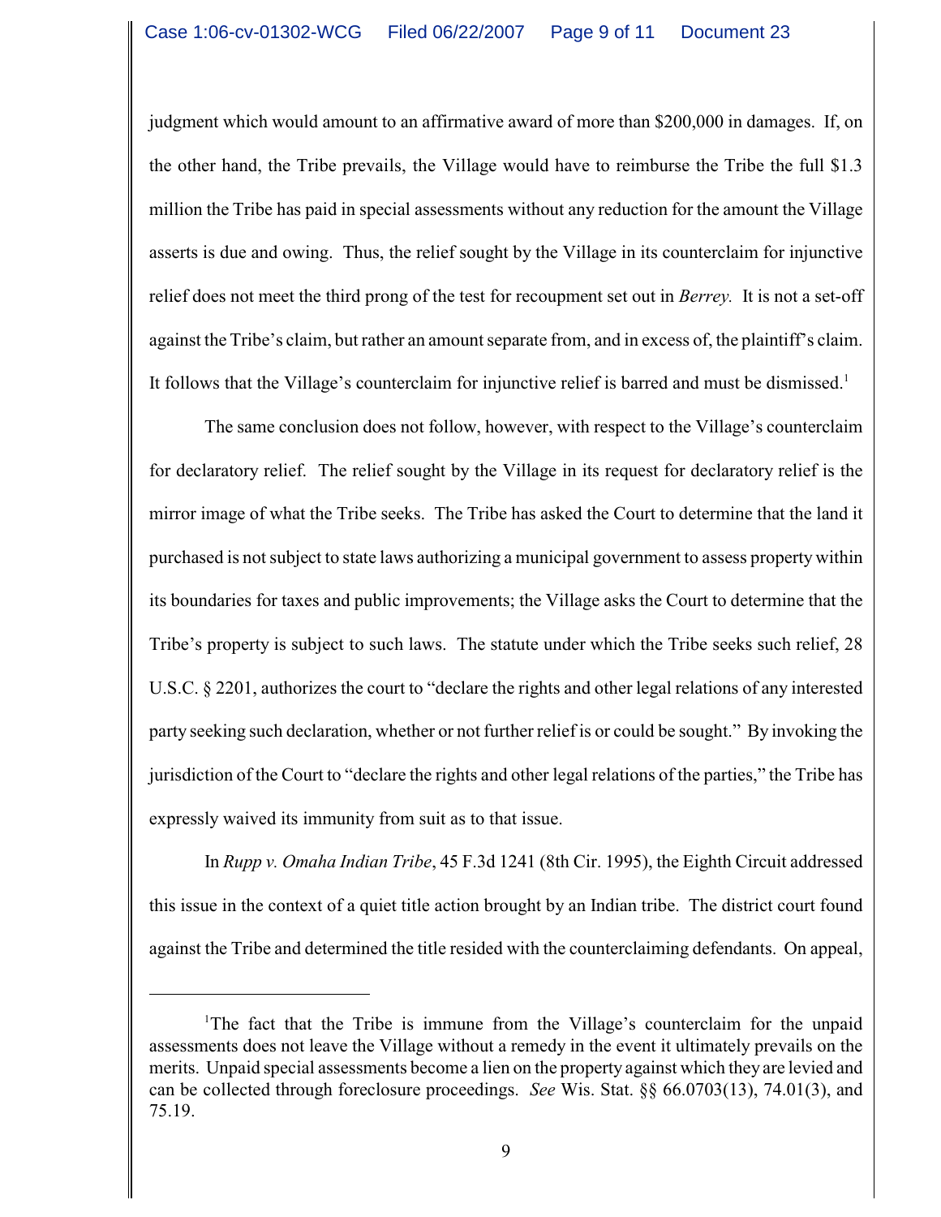judgment which would amount to an affirmative award of more than $200,000 in damages. If, on the other hand, the Tribe prevails, the Village would have to reimburse the Tribe the full $1.3 million the Tribe has paid in special assessments without any reduction for the amount the Village asserts is due and owing. Thus, the relief sought by the Village in its counterclaim for injunctive relief does not meet the third prong of the test for recoupment set out in *Berrey.* It is not a set-off against the Tribe's claim, but rather an amount separate from, and in excess of, the plaintiff's claim. It follows that the Village's counterclaim for injunctive relief is barred and must be dismissed.[1]

The same conclusion does not follow, however, with respect to the Village's counterclaim for declaratory relief. The relief sought by the Village in its request for declaratory relief is the mirror image of what the Tribe seeks. The Tribe has asked the Court to determine that the land it purchased is not subject to state laws authorizing a municipal government to assess property within its boundaries for taxes and public improvements; the Village asks the Court to determine that the Tribe's property is subject to such laws. The statute under which the Tribe seeks such relief, 28 U.S.C. § 2201, authorizes the court to "declare the rights and other legal relations of any interested party seeking such declaration, whether or not further relief is or could be sought." By invoking the jurisdiction of the Court to "declare the rights and other legal relations of the parties," the Tribe has expressly waived its immunity from suit as to that issue.

In *Rupp v. Omaha Indian Tribe*, 45 F.3d 1241 (8th Cir. 1995), the Eighth Circuit addressed this issue in the context of a quiet title action brought by an Indian tribe. The district court found against the Tribe and determined the title resided with the counterclaiming defendants. On appeal,

---

[1]The fact that the Tribe is immune from the Village's counterclaim for the unpaid assessments does not leave the Village without a remedy in the event it ultimately prevails on the merits. Unpaid special assessments become a lien on the property against which they are levied and can be collected through foreclosure proceedings. *See* Wis. Stat. §§ 66.0703(13), 74.01(3), and 75.19.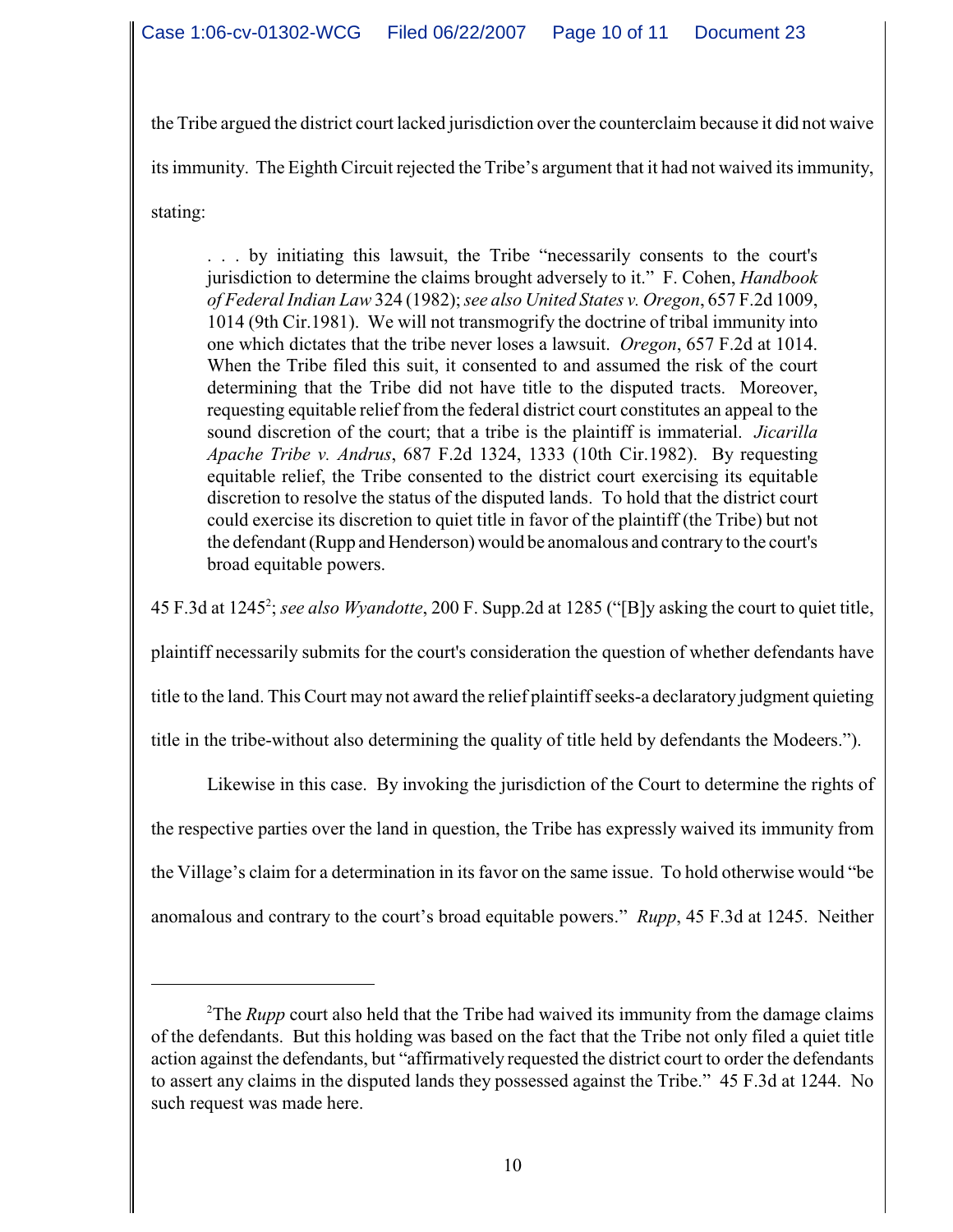the Tribe argued the district court lacked jurisdiction over the counterclaim because it did not waive its immunity. The Eighth Circuit rejected the Tribe's argument that it had not waived its immunity, stating:

> . . . by initiating this lawsuit, the Tribe "necessarily consents to the court's jurisdiction to determine the claims brought adversely to it." F. Cohen, *Handbook of Federal Indian Law* 324 (1982); *see also United States v. Oregon*, 657 F.2d 1009, 1014 (9th Cir.1981). We will not transmogrify the doctrine of tribal immunity into one which dictates that the tribe never loses a lawsuit. *Oregon*, 657 F.2d at 1014. When the Tribe filed this suit, it consented to and assumed the risk of the court determining that the Tribe did not have title to the disputed tracts. Moreover, requesting equitable relief from the federal district court constitutes an appeal to the sound discretion of the court; that a tribe is the plaintiff is immaterial. *Jicarilla Apache Tribe v. Andrus*, 687 F.2d 1324, 1333 (10th Cir.1982). By requesting equitable relief, the Tribe consented to the district court exercising its equitable discretion to resolve the status of the disputed lands. To hold that the district court could exercise its discretion to quiet title in favor of the plaintiff (the Tribe) but not the defendant (Rupp and Henderson) would be anomalous and contrary to the court's broad equitable powers.

45 F.3d at 1245[2]; *see also Wyandotte*, 200 F. Supp.2d at 1285 ("[B]y asking the court to quiet title, plaintiff necessarily submits for the court's consideration the question of whether defendants have title to the land. This Court may not award the relief plaintiff seeks-a declaratory judgment quieting title in the tribe-without also determining the quality of title held by defendants the Modeers.").

Likewise in this case. By invoking the jurisdiction of the Court to determine the rights of the respective parties over the land in question, the Tribe has expressly waived its immunity from the Village's claim for a determination in its favor on the same issue. To hold otherwise would "be anomalous and contrary to the court's broad equitable powers." *Rupp*, 45 F.3d at 1245. Neither

---

[2]The *Rupp* court also held that the Tribe had waived its immunity from the damage claims of the defendants. But this holding was based on the fact that the Tribe not only filed a quiet title action against the defendants, but "affirmatively requested the district court to order the defendants to assert any claims in the disputed lands they possessed against the Tribe." 45 F.3d at 1244. No such request was made here.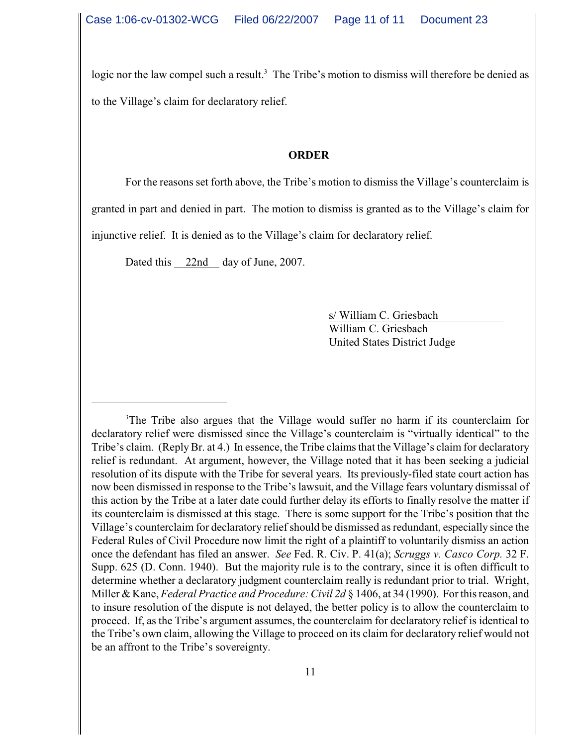logic nor the law compel such a result.[3] The Tribe's motion to dismiss will therefore be denied as to the Village's claim for declaratory relief.

## ORDER

For the reasons set forth above, the Tribe's motion to dismiss the Village's counterclaim is granted in part and denied in part. The motion to dismiss is granted as to the Village's claim for injunctive relief. It is denied as to the Village's claim for declaratory relief.

Dated this 22nd day of June, 2007.

s/ William C. Griesbach
William C. Griesbach
United States District Judge

---

[3]The Tribe also argues that the Village would suffer no harm if its counterclaim for declaratory relief were dismissed since the Village's counterclaim is "virtually identical" to the Tribe's claim. (Reply Br. at 4.) In essence, the Tribe claims that the Village's claim for declaratory relief is redundant. At argument, however, the Village noted that it has been seeking a judicial resolution of its dispute with the Tribe for several years. Its previously-filed state court action has now been dismissed in response to the Tribe's lawsuit, and the Village fears voluntary dismissal of this action by the Tribe at a later date could further delay its efforts to finally resolve the matter if its counterclaim is dismissed at this stage. There is some support for the Tribe's position that the Village's counterclaim for declaratory relief should be dismissed as redundant, especially since the Federal Rules of Civil Procedure now limit the right of a plaintiff to voluntarily dismiss an action once the defendant has filed an answer. *See* Fed. R. Civ. P. 41(a); *Scruggs v. Casco Corp.* 32 F. Supp. 625 (D. Conn. 1940). But the majority rule is to the contrary, since it is often difficult to determine whether a declaratory judgment counterclaim really is redundant prior to trial. Wright, Miller & Kane, *Federal Practice and Procedure: Civil 2d* § 1406, at 34 (1990). For this reason, and to insure resolution of the dispute is not delayed, the better policy is to allow the counterclaim to proceed. If, as the Tribe's argument assumes, the counterclaim for declaratory relief is identical to the Tribe's own claim, allowing the Village to proceed on its claim for declaratory relief would not be an affront to the Tribe's sovereignty.